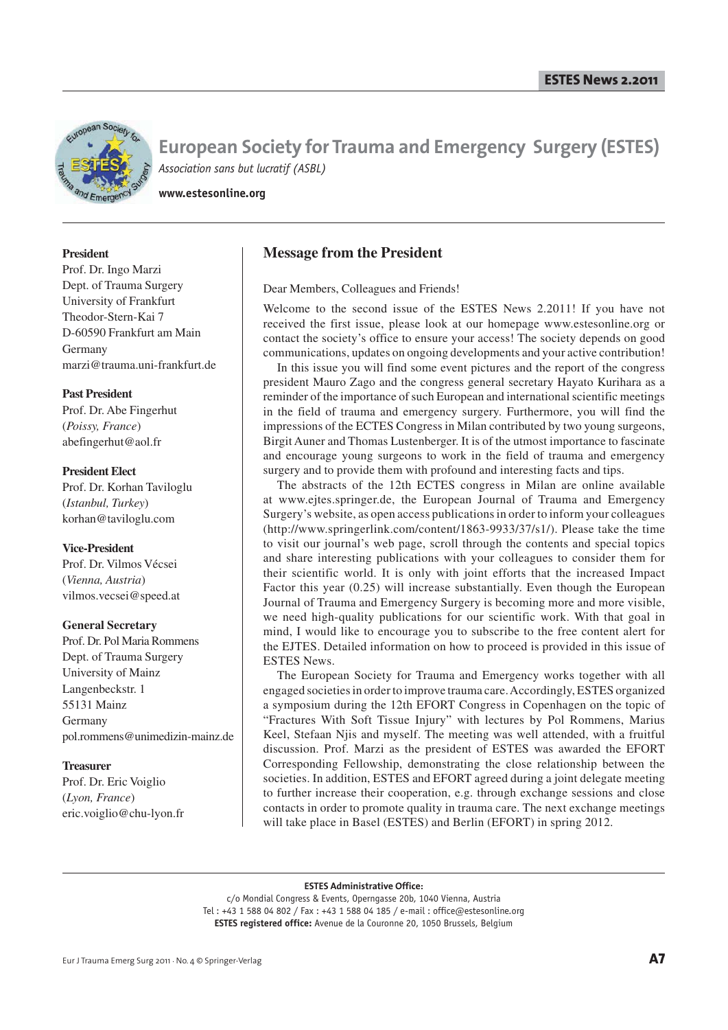# European Society for Trauma and Emergency Surgery (ESTES)

*Association sans but lucratif (ASBL)*

**www.estesonline.org**

**President**
Prof. Dr. Ingo Marzi
Dept. of Trauma Surgery
University of Frankfurt
Theodor-Stern-Kai 7
D-60590 Frankfurt am Main
Germany
marzi@trauma.uni-frankfurt.de

**Past President**
Prof. Dr. Abe Fingerhut
(*Poissy, France*)
abefingerhut@aol.fr

**President Elect**
Prof. Dr. Korhan Taviloglu
(*Istanbul, Turkey*)
korhan@taviloglu.com

**Vice-President**
Prof. Dr. Vilmos Vécsei
(*Vienna, Austria*)
vilmos.vecsei@speed.at

**General Secretary**
Prof. Dr. Pol Maria Rommens
Dept. of Trauma Surgery
University of Mainz
Langenbeckstr. 1
55131 Mainz
Germany
pol.rommens@unimedizin-mainz.de

**Treasurer**
Prof. Dr. Eric Voiglio
(*Lyon, France*)
eric.voiglio@chu-lyon.fr

## Message from the President

Dear Members, Colleagues and Friends!

Welcome to the second issue of the ESTES News 2.2011! If you have not received the first issue, please look at our homepage www.estesonline.org or contact the society's office to ensure your access! The society depends on good communications, updates on ongoing developments and your active contribution!

In this issue you will find some event pictures and the report of the congress president Mauro Zago and the congress general secretary Hayato Kurihara as a reminder of the importance of such European and international scientific meetings in the field of trauma and emergency surgery. Furthermore, you will find the impressions of the ECTES Congress in Milan contributed by two young surgeons, Birgit Auner and Thomas Lustenberger. It is of the utmost importance to fascinate and encourage young surgeons to work in the field of trauma and emergency surgery and to provide them with profound and interesting facts and tips.

The abstracts of the 12th ECTES congress in Milan are online available at www.ejtes.springer.de, the European Journal of Trauma and Emergency Surgery's website, as open access publications in order to inform your colleagues (http://www.springerlink.com/content/1863-9933/37/s1/). Please take the time to visit our journal's web page, scroll through the contents and special topics and share interesting publications with your colleagues to consider them for their scientific world. It is only with joint efforts that the increased Impact Factor this year (0.25) will increase substantially. Even though the European Journal of Trauma and Emergency Surgery is becoming more and more visible, we need high-quality publications for our scientific work. With that goal in mind, I would like to encourage you to subscribe to the free content alert for the EJTES. Detailed information on how to proceed is provided in this issue of ESTES News.

The European Society for Trauma and Emergency works together with all engaged societies in order to improve trauma care. Accordingly, ESTES organized a symposium during the 12th EFORT Congress in Copenhagen on the topic of "Fractures With Soft Tissue Injury" with lectures by Pol Rommens, Marius Keel, Stefaan Njis and myself. The meeting was well attended, with a fruitful discussion. Prof. Marzi as the president of ESTES was awarded the EFORT Corresponding Fellowship, demonstrating the close relationship between the societies. In addition, ESTES and EFORT agreed during a joint delegate meeting to further increase their cooperation, e.g. through exchange sessions and close contacts in order to promote quality in trauma care. The next exchange meetings will take place in Basel (ESTES) and Berlin (EFORT) in spring 2012.

**ESTES Administrative Office:**
c/o Mondial Congress & Events, Operngasse 20b, 1040 Vienna, Austria
Tel : +43 1 588 04 802 / Fax : +43 1 588 04 185 / e-mail : office@estesonline.org
**ESTES registered office:** Avenue de la Couronne 20, 1050 Brussels, Belgium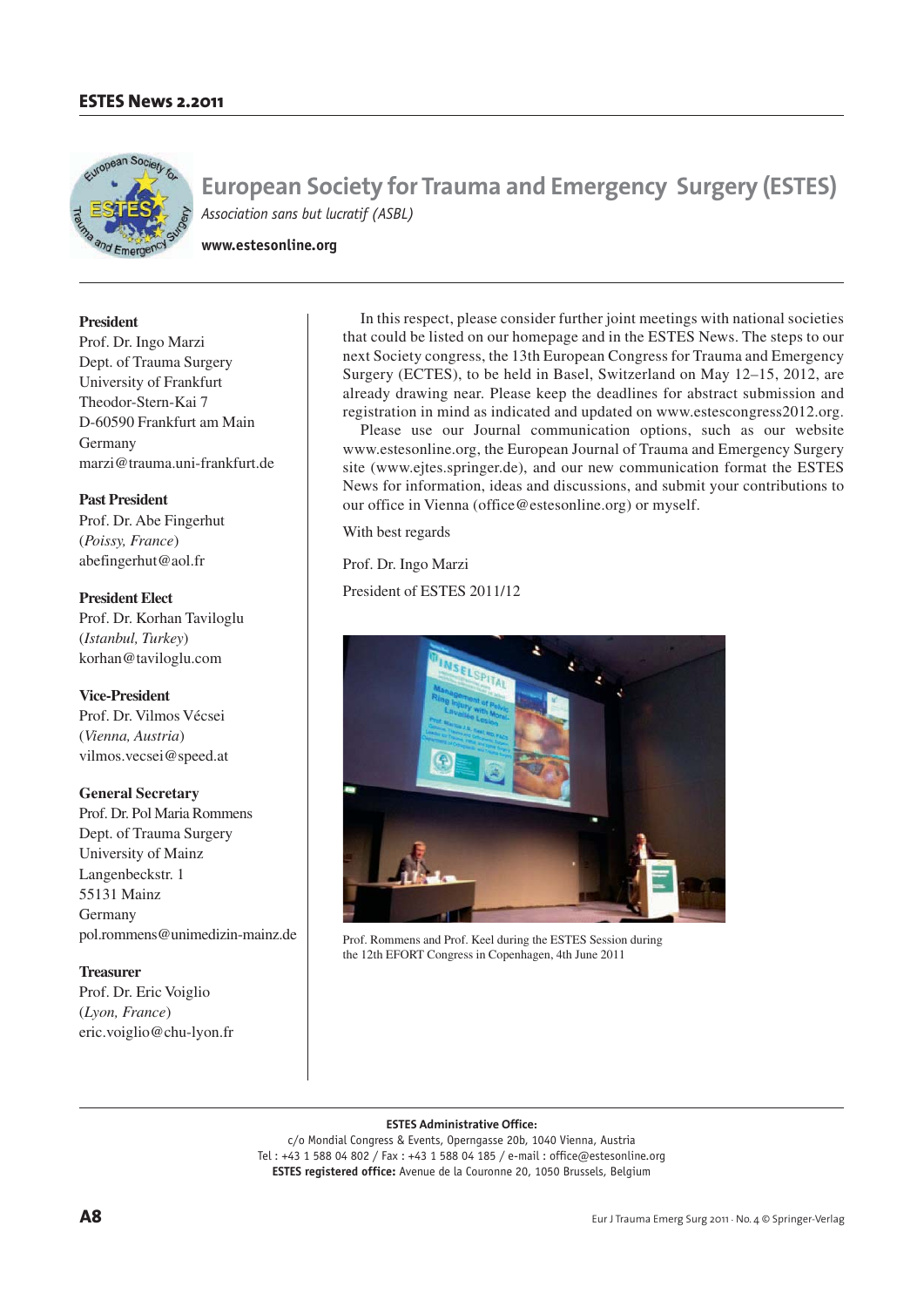# European Society for Trauma and Emergency Surgery (ESTES)

*Association sans but lucratif (ASBL)*

**www.estesonline.org**

**President**
Prof. Dr. Ingo Marzi
Dept. of Trauma Surgery
University of Frankfurt
Theodor-Stern-Kai 7
D-60590 Frankfurt am Main
Germany
marzi@trauma.uni-frankfurt.de

**Past President**
Prof. Dr. Abe Fingerhut
(*Poissy, France*)
abefingerhut@aol.fr

**President Elect**
Prof. Dr. Korhan Taviloglu
(*Istanbul, Turkey*)
korhan@taviloglu.com

**Vice-President**
Prof. Dr. Vilmos Vécsei
(*Vienna, Austria*)
vilmos.vecsei@speed.at

**General Secretary**
Prof. Dr. Pol Maria Rommens
Dept. of Trauma Surgery
University of Mainz
Langenbeckstr. 1
55131 Mainz
Germany
pol.rommens@unimedizin-mainz.de

**Treasurer**
Prof. Dr. Eric Voiglio
(*Lyon, France*)
eric.voiglio@chu-lyon.fr

In this respect, please consider further joint meetings with national societies that could be listed on our homepage and in the ESTES News. The steps to our next Society congress, the 13th European Congress for Trauma and Emergency Surgery (ECTES), to be held in Basel, Switzerland on May 12–15, 2012, are already drawing near. Please keep the deadlines for abstract submission and registration in mind as indicated and updated on www.estescongress2012.org.

Please use our Journal communication options, such as our website www.estesonline.org, the European Journal of Trauma and Emergency Surgery site (www.ejtes.springer.de), and our new communication format the ESTES News for information, ideas and discussions, and submit your contributions to our office in Vienna (office@estesonline.org) or myself.

With best regards

Prof. Dr. Ingo Marzi

President of ESTES 2011/12

Prof. Rommens and Prof. Keel during the ESTES Session during the 12th EFORT Congress in Copenhagen, 4th June 2011

**ESTES Administrative Office:**
c/o Mondial Congress & Events, Operngasse 20b, 1040 Vienna, Austria
Tel : +43 1 588 04 802 / Fax : +43 1 588 04 185 / e-mail : office@estesonline.org
**ESTES registered office:** Avenue de la Couronne 20, 1050 Brussels, Belgium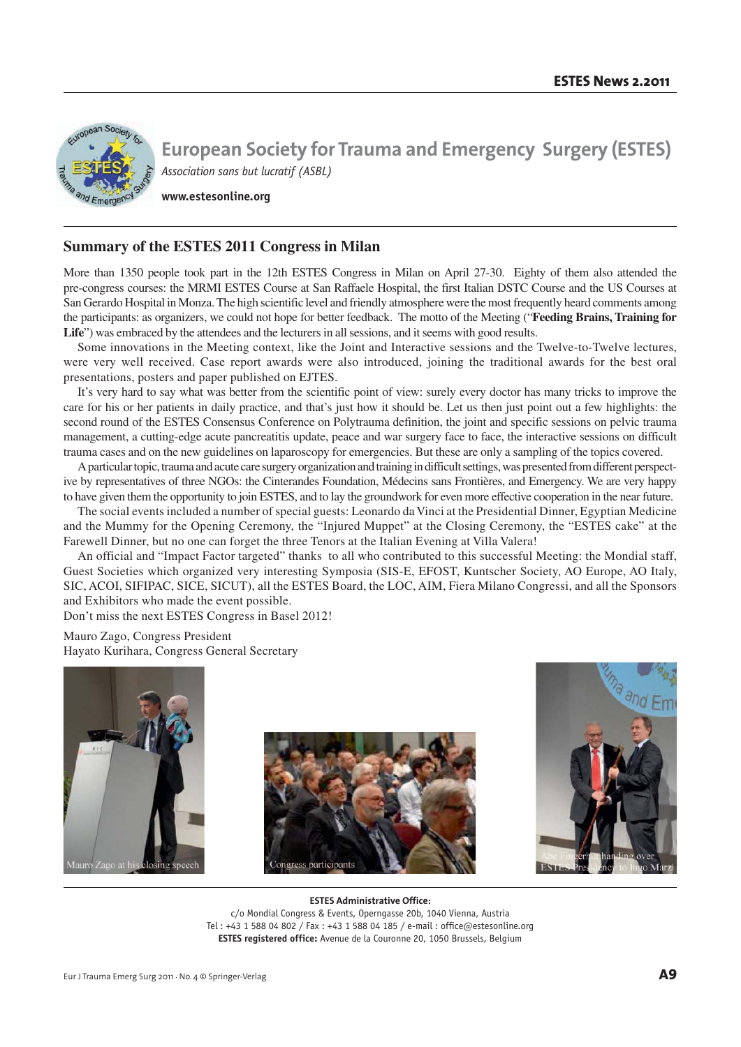# European Society for Trauma and Emergency Surgery (ESTES)

*Association sans but lucratif (ASBL)*

**www.estesonline.org**

## Summary of the ESTES 2011 Congress in Milan

More than 1350 people took part in the 12th ESTES Congress in Milan on April 27-30. Eighty of them also attended the pre-congress courses: the MRMI ESTES Course at San Raffaele Hospital, the first Italian DSTC Course and the US Courses at San Gerardo Hospital in Monza. The high scientific level and friendly atmosphere were the most frequently heard comments among the participants: as organizers, we could not hope for better feedback. The motto of the Meeting ("**Feeding Brains, Training for Life**") was embraced by the attendees and the lecturers in all sessions, and it seems with good results.

Some innovations in the Meeting context, like the Joint and Interactive sessions and the Twelve-to-Twelve lectures, were very well received. Case report awards were also introduced, joining the traditional awards for the best oral presentations, posters and paper published on EJTES.

It's very hard to say what was better from the scientific point of view: surely every doctor has many tricks to improve the care for his or her patients in daily practice, and that's just how it should be. Let us then just point out a few highlights: the second round of the ESTES Consensus Conference on Polytrauma definition, the joint and specific sessions on pelvic trauma management, a cutting-edge acute pancreatitis update, peace and war surgery face to face, the interactive sessions on difficult trauma cases and on the new guidelines on laparoscopy for emergencies. But these are only a sampling of the topics covered.

A particular topic, trauma and acute care surgery organization and training in difficult settings, was presented from different perspective by representatives of three NGOs: the Cinterandes Foundation, Médecins sans Frontières, and Emergency. We are very happy to have given them the opportunity to join ESTES, and to lay the groundwork for even more effective cooperation in the near future.

The social events included a number of special guests: Leonardo da Vinci at the Presidential Dinner, Egyptian Medicine and the Mummy for the Opening Ceremony, the "Injured Muppet" at the Closing Ceremony, the "ESTES cake" at the Farewell Dinner, but no one can forget the three Tenors at the Italian Evening at Villa Valera!

An official and "Impact Factor targeted" thanks to all who contributed to this successful Meeting: the Mondial staff, Guest Societies which organized very interesting Symposia (SIS-E, EFOST, Kuntscher Society, AO Europe, AO Italy, SIC, ACOI, SIFIPAC, SICE, SICUT), all the ESTES Board, the LOC, AIM, Fiera Milano Congressi, and all the Sponsors and Exhibitors who made the event possible.

Don't miss the next ESTES Congress in Basel 2012!

Mauro Zago, Congress President
Hayato Kurihara, Congress General Secretary

Mauro Zago at his closing speech

Congress participants

Abe Fingerhut handing over ESTES Presidency to Ingo Marzi

**ESTES Administrative Office:**
c/o Mondial Congress & Events, Operngasse 20b, 1040 Vienna, Austria
Tel : +43 1 588 04 802 / Fax : +43 1 588 04 185 / e-mail : office@estesonline.org
**ESTES registered office:** Avenue de la Couronne 20, 1050 Brussels, Belgium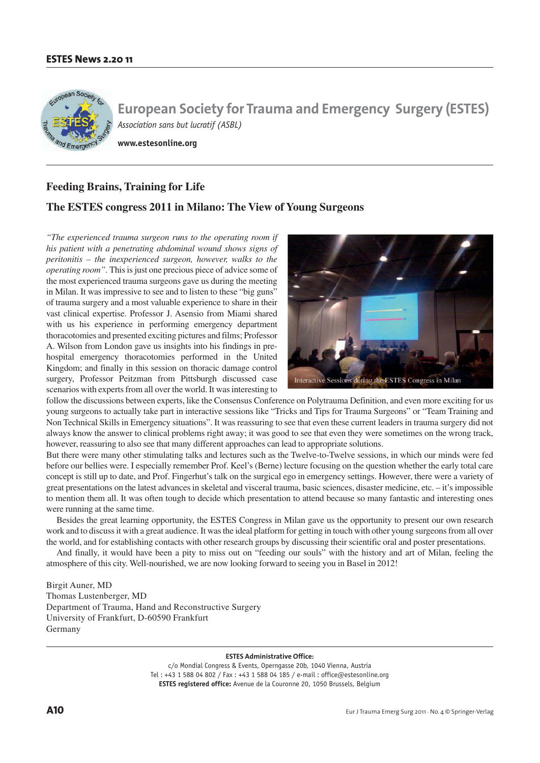# European Society for Trauma and Emergency Surgery (ESTES)

*Association sans but lucratif (ASBL)*

**www.estesonline.org**

## Feeding Brains, Training for Life

## The ESTES congress 2011 in Milano: The View of Young Surgeons

*"The experienced trauma surgeon runs to the operating room if his patient with a penetrating abdominal wound shows signs of peritonitis – the inexperienced surgeon, however, walks to the operating room"*. This is just one precious piece of advice some of the most experienced trauma surgeons gave us during the meeting in Milan. It was impressive to see and to listen to these "big guns" of trauma surgery and a most valuable experience to share in their vast clinical expertise. Professor J. Asensio from Miami shared with us his experience in performing emergency department thoracotomies and presented exciting pictures and films; Professor A. Wilson from London gave us insights into his findings in pre-hospital emergency thoracotomies performed in the United Kingdom; and finally in this session on thoracic damage control surgery, Professor Peitzman from Pittsburgh discussed case scenarios with experts from all over the world. It was interesting to follow the discussions between experts, like the Consensus Conference on Polytrauma Definition, and even more exciting for us young surgeons to actually take part in interactive sessions like "Tricks and Tips for Trauma Surgeons" or "Team Training and Non Technical Skills in Emergency situations". It was reassuring to see that even these current leaders in trauma surgery did not always know the answer to clinical problems right away; it was good to see that even they were sometimes on the wrong track, however, reassuring to also see that many different approaches can lead to appropriate solutions.

Interactive Sessions during the ESTES Congress in Milan

But there were many other stimulating talks and lectures such as the Twelve-to-Twelve sessions, in which our minds were fed before our bellies were. I especially remember Prof. Keel's (Berne) lecture focusing on the question whether the early total care concept is still up to date, and Prof. Fingerhut's talk on the surgical ego in emergency settings. However, there were a variety of great presentations on the latest advances in skeletal and visceral trauma, basic sciences, disaster medicine, etc. – it's impossible to mention them all. It was often tough to decide which presentation to attend because so many fantastic and interesting ones were running at the same time.

Besides the great learning opportunity, the ESTES Congress in Milan gave us the opportunity to present our own research work and to discuss it with a great audience. It was the ideal platform for getting in touch with other young surgeons from all over the world, and for establishing contacts with other research groups by discussing their scientific oral and poster presentations.

And finally, it would have been a pity to miss out on "feeding our souls" with the history and art of Milan, feeling the atmosphere of this city. Well-nourished, we are now looking forward to seeing you in Basel in 2012!

Birgit Auner, MD
Thomas Lustenberger, MD
Department of Trauma, Hand and Reconstructive Surgery
University of Frankfurt, D-60590 Frankfurt
Germany

**ESTES Administrative Office:**
c/o Mondial Congress & Events, Operngasse 20b, 1040 Vienna, Austria
Tel : +43 1 588 04 802 / Fax : +43 1 588 04 185 / e-mail : office@estesonline.org
**ESTES registered office:** Avenue de la Couronne 20, 1050 Brussels, Belgium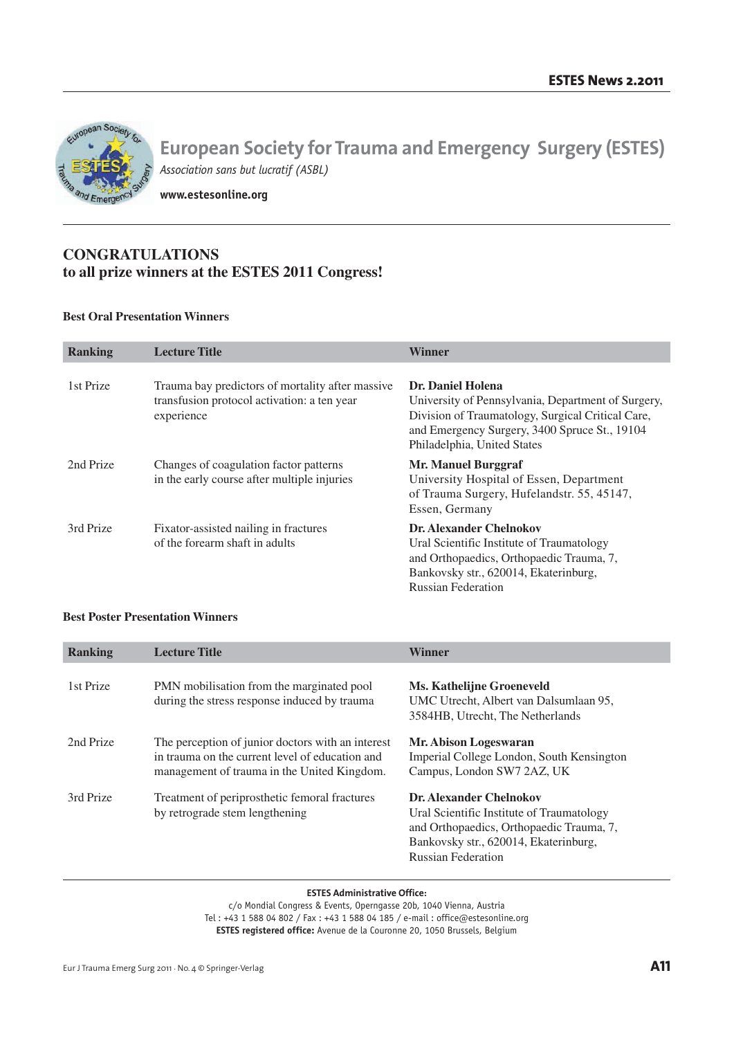# European Society for Trauma and Emergency Surgery (ESTES)

*Association sans but lucratif (ASBL)*

**www.estesonline.org**

## CONGRATULATIONS
## to all prize winners at the ESTES 2011 Congress!

### Best Oral Presentation Winners

| Ranking | Lecture Title | Winner |
|---|---|---|
| 1st Prize | Trauma bay predictors of mortality after massive transfusion protocol activation: a ten year experience | **Dr. Daniel Holena** University of Pennsylvania, Department of Surgery, Division of Traumatology, Surgical Critical Care, and Emergency Surgery, 3400 Spruce St., 19104 Philadelphia, United States |
| 2nd Prize | Changes of coagulation factor patterns in the early course after multiple injuries | **Mr. Manuel Burggraf** University Hospital of Essen, Department of Trauma Surgery, Hufelandstr. 55, 45147, Essen, Germany |
| 3rd Prize | Fixator-assisted nailing in fractures of the forearm shaft in adults | **Dr. Alexander Chelnokov** Ural Scientific Institute of Traumatology and Orthopaedics, Orthopaedic Trauma, 7, Bankovsky str., 620014, Ekaterinburg, Russian Federation |

### Best Poster Presentation Winners

| Ranking | Lecture Title | Winner |
|---|---|---|
| 1st Prize | PMN mobilisation from the marginated pool during the stress response induced by trauma | **Ms. Kathelijne Groeneveld** UMC Utrecht, Albert van Dalsumlaan 95, 3584HB, Utrecht, The Netherlands |
| 2nd Prize | The perception of junior doctors with an interest in trauma on the current level of education and management of trauma in the United Kingdom. | **Mr. Abison Logeswaran** Imperial College London, South Kensington Campus, London SW7 2AZ, UK |
| 3rd Prize | Treatment of periprosthetic femoral fractures by retrograde stem lengthening | **Dr. Alexander Chelnokov** Ural Scientific Institute of Traumatology and Orthopaedics, Orthopaedic Trauma, 7, Bankovsky str., 620014, Ekaterinburg, Russian Federation |

**ESTES Administrative Office:**
c/o Mondial Congress & Events, Operngasse 20b, 1040 Vienna, Austria
Tel : +43 1 588 04 802 / Fax : +43 1 588 04 185 / e-mail : office@estesonline.org
**ESTES registered office:** Avenue de la Couronne 20, 1050 Brussels, Belgium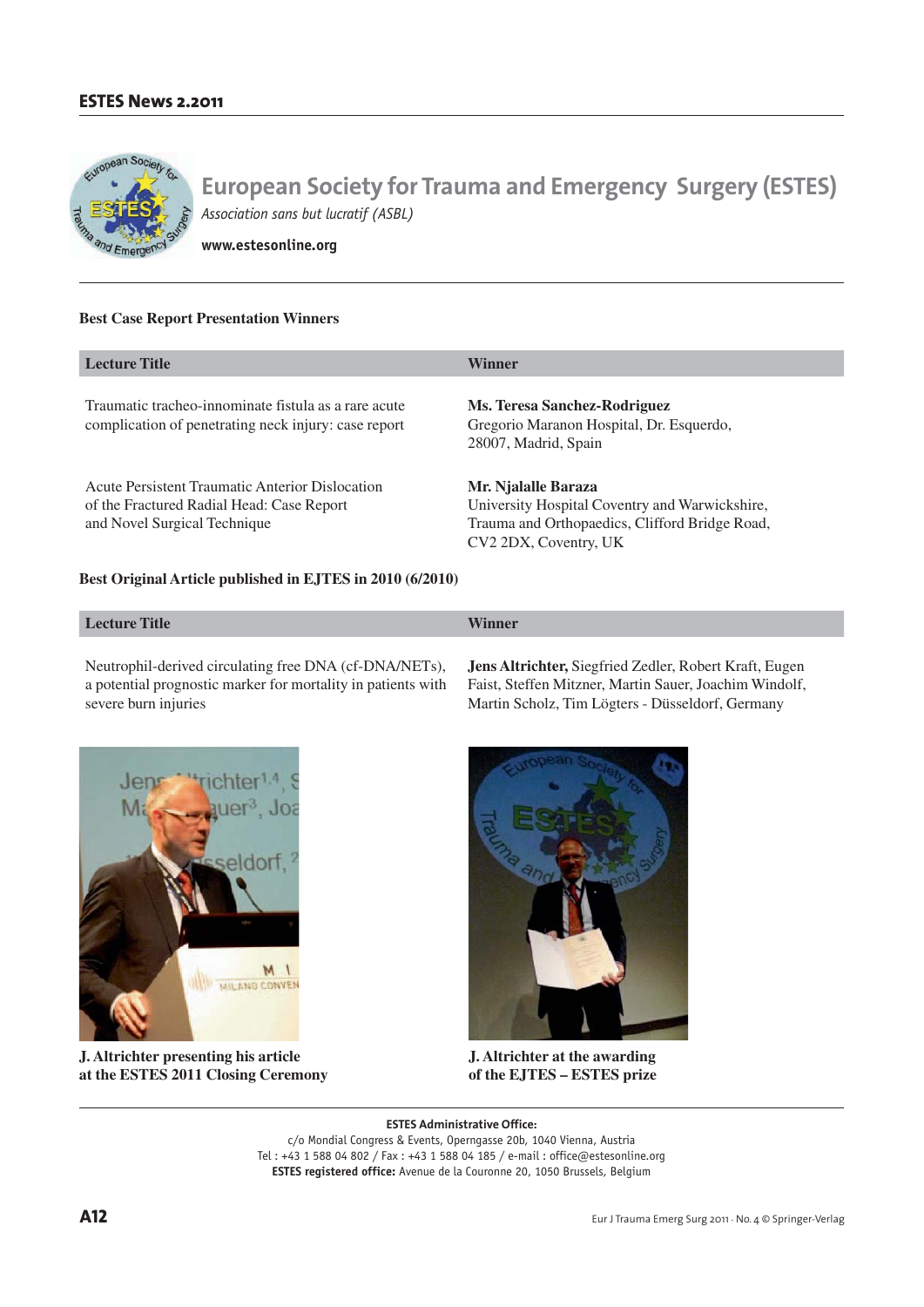# European Society for Trauma and Emergency Surgery (ESTES)

*Association sans but lucratif (ASBL)*

**www.estesonline.org**

### Best Case Report Presentation Winners

| Lecture Title | Winner |
|---|---|
| Traumatic tracheo-innominate fistula as a rare acute complication of penetrating neck injury: case report | **Ms. Teresa Sanchez-Rodriguez** Gregorio Maranon Hospital, Dr. Esquerdo, 28007, Madrid, Spain |
| Acute Persistent Traumatic Anterior Dislocation of the Fractured Radial Head: Case Report and Novel Surgical Technique | **Mr. Njalalle Baraza** University Hospital Coventry and Warwickshire, Trauma and Orthopaedics, Clifford Bridge Road, CV2 2DX, Coventry, UK |

### Best Original Article published in EJTES in 2010 (6/2010)

| Lecture Title | Winner |
|---|---|
| Neutrophil-derived circulating free DNA (cf-DNA/NETs), a potential prognostic marker for mortality in patients with severe burn injuries | **Jens Altrichter,** Siegfried Zedler, Robert Kraft, Eugen Faist, Steffen Mitzner, Martin Sauer, Joachim Windolf, Martin Scholz, Tim Lögters - Düsseldorf, Germany |

**J. Altrichter presenting his article at the ESTES 2011 Closing Ceremony**

**J. Altrichter at the awarding of the EJTES – ESTES prize**

**ESTES Administrative Office:**
c/o Mondial Congress & Events, Operngasse 20b, 1040 Vienna, Austria
Tel : +43 1 588 04 802 / Fax : +43 1 588 04 185 / e-mail : office@estesonline.org
**ESTES registered office:** Avenue de la Couronne 20, 1050 Brussels, Belgium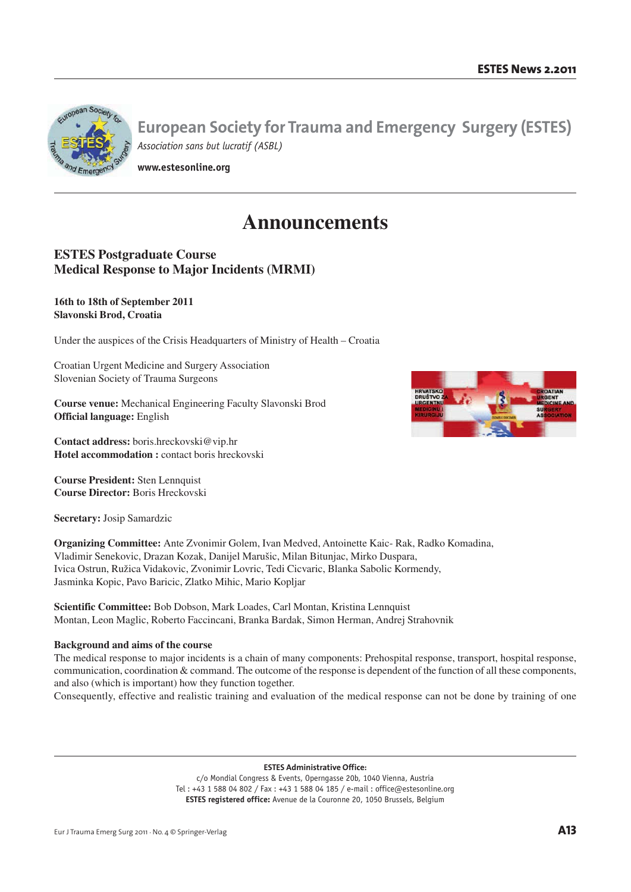# European Society for Trauma and Emergency Surgery (ESTES)

*Association sans but lucratif (ASBL)*

**www.estesonline.org**

# Announcements

## ESTES Postgraduate Course
## Medical Response to Major Incidents (MRMI)

**16th to 18th of September 2011**
**Slavonski Brod, Croatia**

Under the auspices of the Crisis Headquarters of Ministry of Health – Croatia

Croatian Urgent Medicine and Surgery Association
Slovenian Society of Trauma Surgeons

**Course venue:** Mechanical Engineering Faculty Slavonski Brod
**Official language:** English

**Contact address:** boris.hreckovski@vip.hr
**Hotel accommodation :** contact boris hreckovski

**Course President:** Sten Lennquist
**Course Director:** Boris Hreckovski

**Secretary:** Josip Samardzic

**Organizing Committee:** Ante Zvonimir Golem, Ivan Medved, Antoinette Kaic- Rak, Radko Komadina, Vladimir Senekovic, Drazan Kozak, Danijel Marušic, Milan Bitunjac, Mirko Duspara, Ivica Ostrun, Ružica Vidakovic, Zvonimir Lovric, Tedi Cicvaric, Blanka Sabolic Kormendy, Jasminka Kopic, Pavo Baricic, Zlatko Mihic, Mario Kopljar

**Scientific Committee:** Bob Dobson, Mark Loades, Carl Montan, Kristina Lennquist Montan, Leon Maglic, Roberto Faccincani, Branka Bardak, Simon Herman, Andrej Strahovnik

**Background and aims of the course**

The medical response to major incidents is a chain of many components: Prehospital response, transport, hospital response, communication, coordination & command. The outcome of the response is dependent of the function of all these components, and also (which is important) how they function together.

Consequently, effective and realistic training and evaluation of the medical response can not be done by training of one

**ESTES Administrative Office:**
c/o Mondial Congress & Events, Operngasse 20b, 1040 Vienna, Austria
Tel : +43 1 588 04 802 / Fax : +43 1 588 04 185 / e-mail : office@estesonline.org
**ESTES registered office:** Avenue de la Couronne 20, 1050 Brussels, Belgium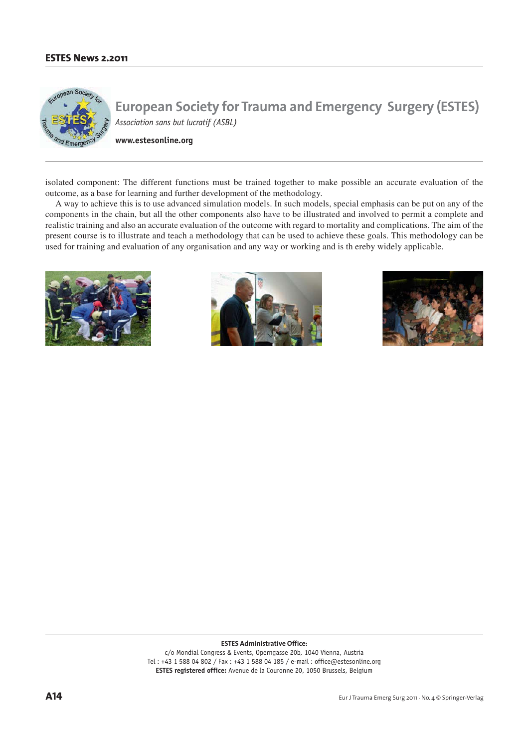# European Society for Trauma and Emergency Surgery (ESTES)

*Association sans but lucratif (ASBL)*

**www.estesonline.org**

isolated component: The different functions must be trained together to make possible an accurate evaluation of the outcome, as a base for learning and further development of the methodology.

A way to achieve this is to use advanced simulation models. In such models, special emphasis can be put on any of the components in the chain, but all the other components also have to be illustrated and involved to permit a complete and realistic training and also an accurate evaluation of the outcome with regard to mortality and complications. The aim of the present course is to illustrate and teach a methodology that can be used to achieve these goals. This methodology can be used for training and evaluation of any organisation and any way or working and is th ereby widely applicable.

**ESTES Administrative Office:**
c/o Mondial Congress & Events, Operngasse 20b, 1040 Vienna, Austria
Tel : +43 1 588 04 802 / Fax : +43 1 588 04 185 / e-mail : office@estesonline.org
**ESTES registered office:** Avenue de la Couronne 20, 1050 Brussels, Belgium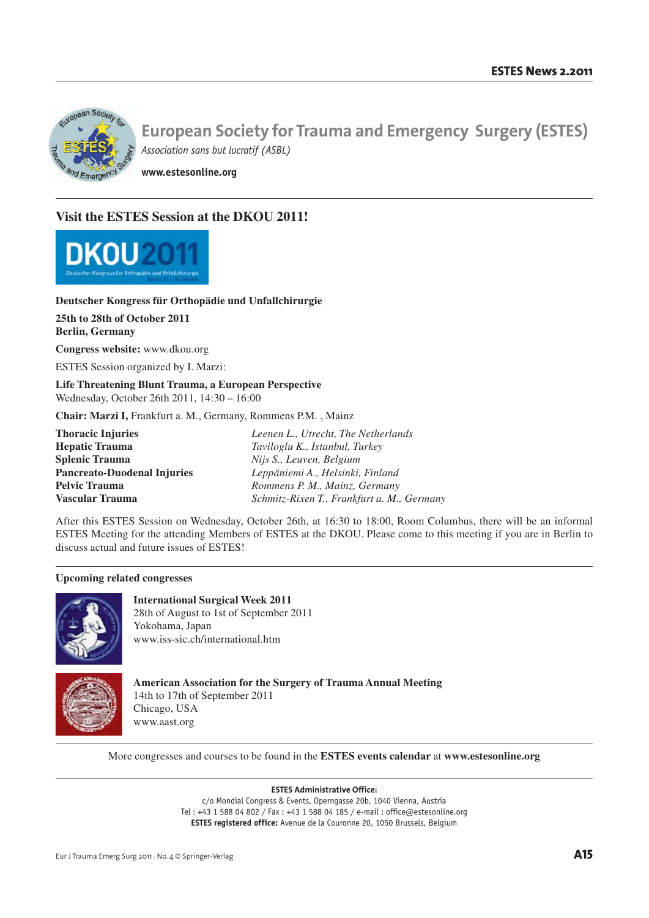# European Society for Trauma and Emergency Surgery (ESTES)

*Association sans but lucratif (ASBL)*

**www.estesonline.org**

## Visit the ESTES Session at the DKOU 2011!

**Deutscher Kongress für Orthopädie und Unfallchirurgie**

**25th to 28th of October 2011**
**Berlin, Germany**

**Congress website:** www.dkou.org

ESTES Session organized by I. Marzi:

**Life Threatening Blunt Trauma, a European Perspective**
Wednesday, October 26th 2011, 14:30 – 16:00

**Chair: Marzi I,** Frankfurt a. M., Germany, Rommens P.M. , Mainz

| | |
|---|---|
| **Thoracic Injuries** | *Leenen L., Utrecht, The Netherlands* |
| **Hepatic Trauma** | *Taviloglu K., Istanbul, Turkey* |
| **Splenic Trauma** | *Nijs S., Leuven, Belgium* |
| **Pancreato-Duodenal Injuries** | *Leppäniemi A., Helsinki, Finland* |
| **Pelvic Trauma** | *Rommens P. M., Mainz, Germany* |
| **Vascular Trauma** | *Schmitz-Rixen T., Frankfurt a. M., Germany* |

After this ESTES Session on Wednesday, October 26th, at 16:30 to 18:00, Room Columbus, there will be an informal ESTES Meeting for the attending Members of ESTES at the DKOU. Please come to this meeting if you are in Berlin to discuss actual and future issues of ESTES!

### Upcoming related congresses

**International Surgical Week 2011**
28th of August to 1st of September 2011
Yokohama, Japan
www.iss-sic.ch/international.htm

**American Association for the Surgery of Trauma Annual Meeting**
14th to 17th of September 2011
Chicago, USA
www.aast.org

More congresses and courses to be found in the **ESTES events calendar** at **www.estesonline.org**

**ESTES Administrative Office:**
c/o Mondial Congress & Events, Operngasse 20b, 1040 Vienna, Austria
Tel : +43 1 588 04 802 / Fax : +43 1 588 04 185 / e-mail : office@estesonline.org
**ESTES registered office:** Avenue de la Couronne 20, 1050 Brussels, Belgium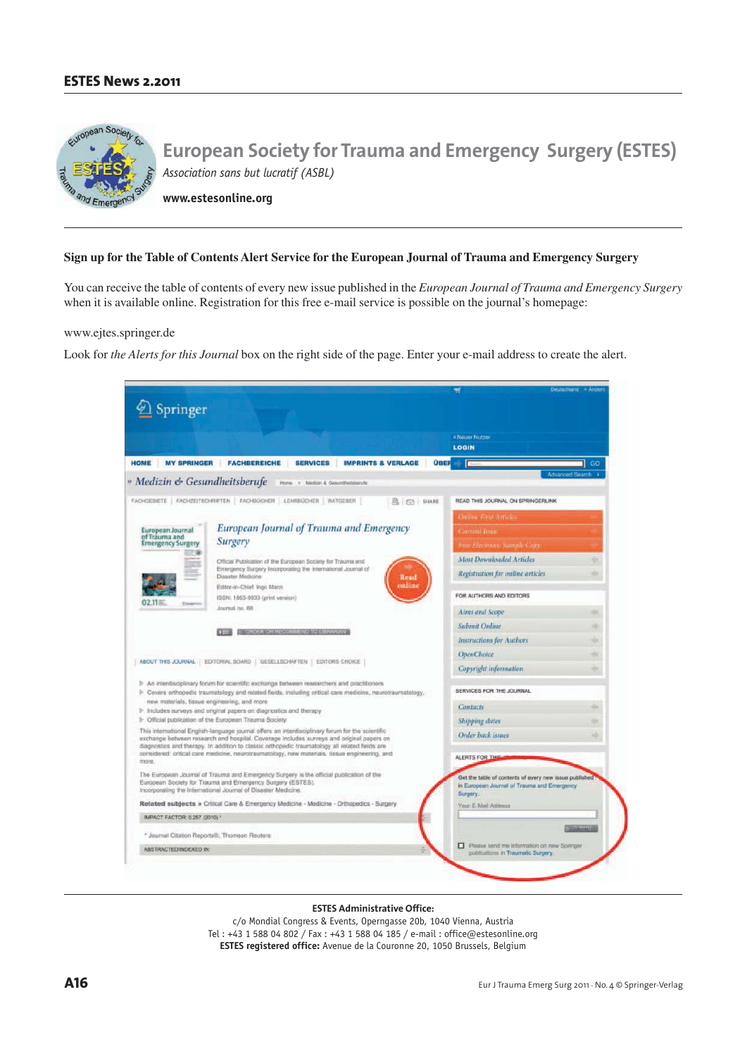# European Society for Trauma and Emergency Surgery (ESTES)

*Association sans but lucratif (ASBL)*

**www.estesonline.org**

**Sign up for the Table of Contents Alert Service for the European Journal of Trauma and Emergency Surgery**

You can receive the table of contents of every new issue published in the *European Journal of Trauma and Emergency Surgery* when it is available online. Registration for this free e-mail service is possible on the journal's homepage:

www.ejtes.springer.de

Look for *the Alerts for this Journal* box on the right side of the page. Enter your e-mail address to create the alert.

**ESTES Administrative Office:**
c/o Mondial Congress & Events, Operngasse 20b, 1040 Vienna, Austria
Tel : +43 1 588 04 802 / Fax : +43 1 588 04 185 / e-mail : office@estesonline.org
**ESTES registered office:** Avenue de la Couronne 20, 1050 Brussels, Belgium